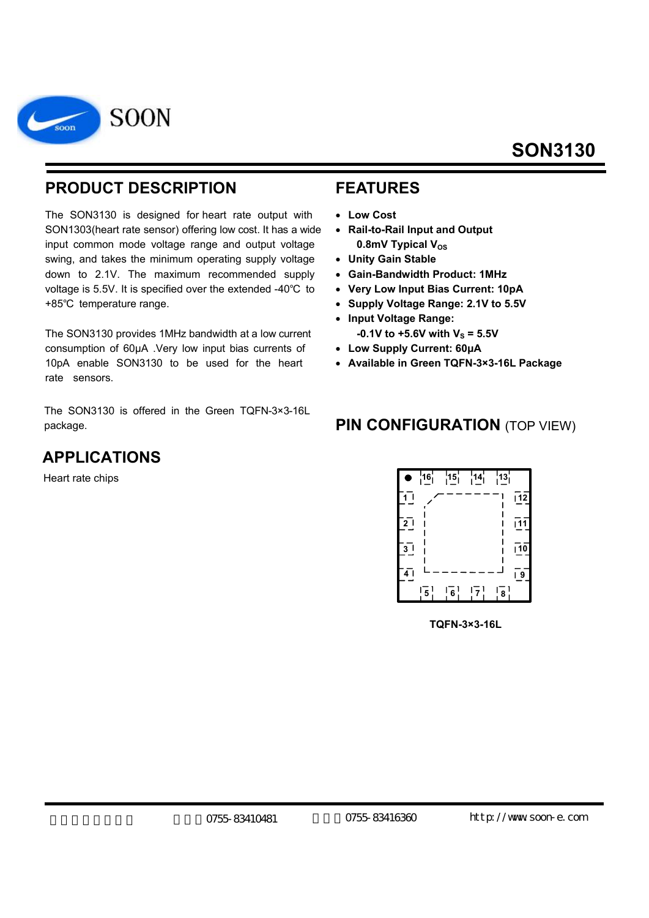SOON

# SON3130

## PRODUCT DESCRIPTION

The SON3130 is designed for heart rate output with SON1303(heart rate sensor) offering low cost. It has a wide input common mode voltage range and output voltage swing, and takes the minimum operating supply voltage down to 2.1V. The maximum recommended supply voltage is 5.5V. It is specified over the extended -40℃ to +85℃ temperature range.

The SON3130 provides 1MHz bandwidth at a low current consumption of 60μA .Very low input bias currents of 10pA enable SON3130 to be used for the heart rate sensors.

The SON3130 is offered in the Green TQFN-3×3-16L package.

## APPLICATIONS

Heart rate chips

## FEATURES

- **Low Cost**
- **Rail-to-Rail Input and Output**
  **0.8mV Typical $V_{OS}$**
- **Unity Gain Stable**
- **Gain-Bandwidth Product: 1MHz**
- **Very Low Input Bias Current: 10pA**
- **Supply Voltage Range: 2.1V to 5.5V**
- **Input Voltage Range:**
  **-0.1V to +5.6V with $V_S$ = 5.5V**
- **Low Supply Current: 60μA**
- **Available in Green TQFN-3×3-16L Package**

## PIN CONFIGURATION (TOP VIEW)

16 15 14 13

1 12

2 11

3 10

4 9

5 6 7 8

**TQFN-3×3-16L**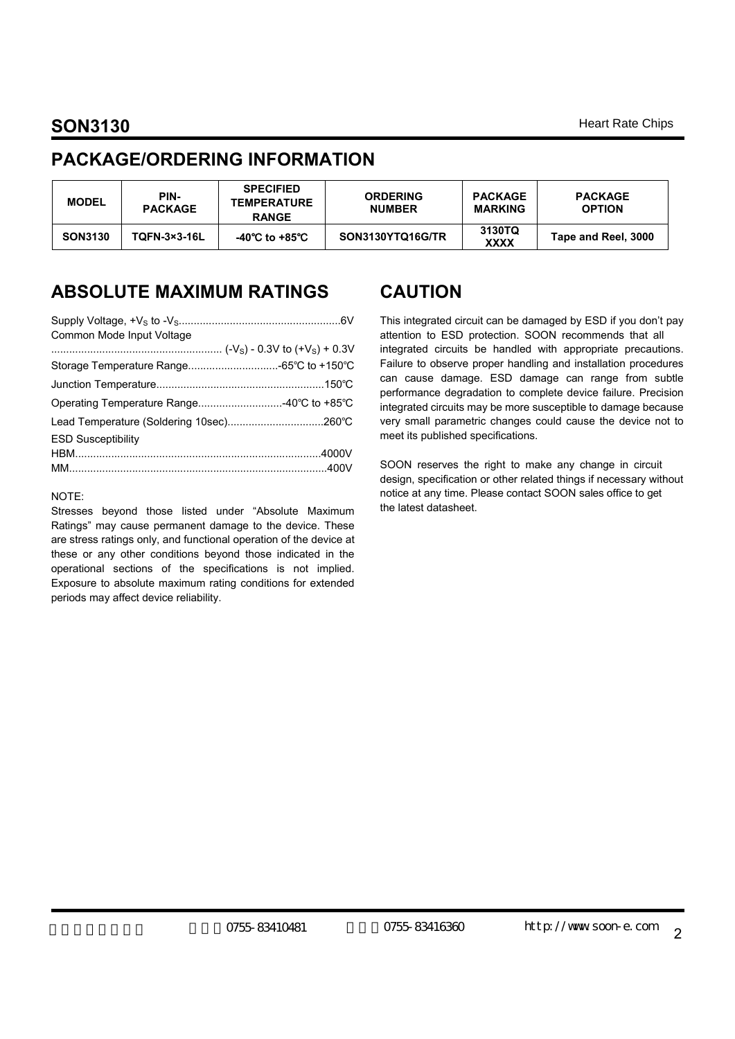## PACKAGE/ORDERING INFORMATION

| MODEL | PIN-PACKAGE | SPECIFIED TEMPERATURE RANGE | ORDERING NUMBER | PACKAGE MARKING | PACKAGE OPTION |
|---|---|---|---|---|---|
| SON3130 | TQFN-3×3-16L | -40℃ to +85℃ | SON3130YTQ16G/TR | 3130TQ XXXX | Tape and Reel, 3000 |

## ABSOLUTE MAXIMUM RATINGS

Supply Voltage, $+V_S$ to $-V_S$.....................................................6V
Common Mode Input Voltage
........................................................ $(-V_S) - 0.3V$ to $(+V_S) + 0.3V$
Storage Temperature Range..............................-65℃ to +150℃
Junction Temperature.......................................................150℃
Operating Temperature Range............................-40℃ to +85℃
Lead Temperature (Soldering 10sec)................................260℃
ESD Susceptibility
HBM.................................................................................4000V
MM.....................................................................................400V

NOTE:
Stresses beyond those listed under "Absolute Maximum Ratings" may cause permanent damage to the device. These are stress ratings only, and functional operation of the device at these or any other conditions beyond those indicated in the operational sections of the specifications is not implied. Exposure to absolute maximum rating conditions for extended periods may affect device reliability.

## CAUTION

This integrated circuit can be damaged by ESD if you don't pay attention to ESD protection. SOON recommends that all integrated circuits be handled with appropriate precautions. Failure to observe proper handling and installation procedures can cause damage. ESD damage can range from subtle performance degradation to complete device failure. Precision integrated circuits may be more susceptible to damage because very small parametric changes could cause the device not to meet its published specifications.

SOON reserves the right to make any change in circuit design, specification or other related things if necessary without notice at any time. Please contact SOON sales office to get the latest datasheet.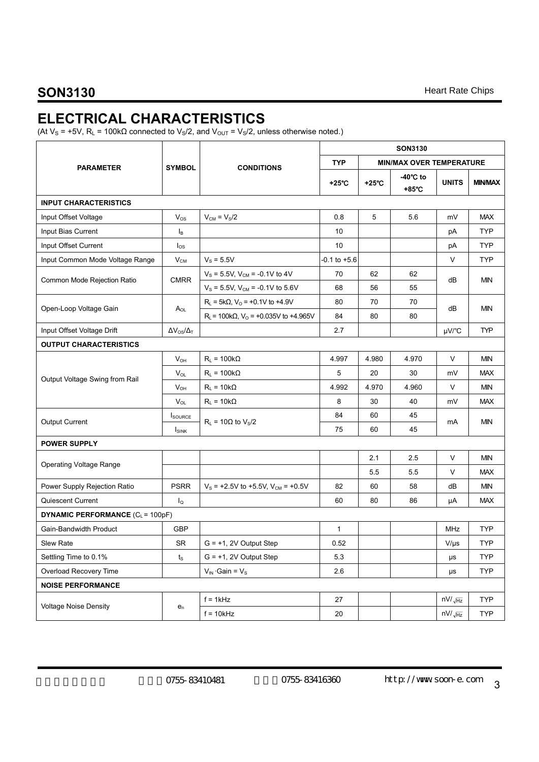## ELECTRICAL CHARACTERISTICS

(At $V_S$ = +5V, $R_L$ = 100kΩ connected to $V_S/2$, and $V_{OUT}$ = $V_S/2$, unless otherwise noted.)

| PARAMETER | SYMBOL | CONDITIONS | SON3130 | | | | |
|---|---|---|---|---|---|---|---|
| | | | TYP | MIN/MAX OVER TEMPERATURE | | | |
| | | | +25℃ | +25℃ | -40℃ to +85℃ | UNITS | MIN/MAX |
| **INPUT CHARACTERISTICS** | | | | | | | |
| Input Offset Voltage | $V_{OS}$ | $V_{CM} = V_S/2$ | 0.8 | 5 | 5.6 | mV | MAX |
| Input Bias Current | $I_B$ | | 10 | | | pA | TYP |
| Input Offset Current | $I_{OS}$ | | 10 | | | pA | TYP |
| Input Common Mode Voltage Range | $V_{CM}$ | $V_S$ = 5.5V | -0.1 to +5.6 | | | V | TYP |
| Common Mode Rejection Ratio | CMRR | $V_S$ = 5.5V, $V_{CM}$ = -0.1V to 4V | 70 | 62 | 62 | dB | MIN |
| | | $V_S$ = 5.5V, $V_{CM}$ = -0.1V to 5.6V | 68 | 56 | 55 | | |
| Open-Loop Voltage Gain | $A_{OL}$ | $R_L$ = 5kΩ, $V_O$ = +0.1V to +4.9V | 80 | 70 | 70 | dB | MIN |
| | | $R_L$ = 100kΩ, $V_O$ = +0.035V to +4.965V | 84 | 80 | 80 | | |
| Input Offset Voltage Drift | $\Delta V_{OS}/\Delta_T$ | | 2.7 | | | μV/℃ | TYP |
| **OUTPUT CHARACTERISTICS** | | | | | | | |
| Output Voltage Swing from Rail | $V_{OH}$ | $R_L$ = 100kΩ | 4.997 | 4.980 | 4.970 | V | MIN |
| | $V_{OL}$ | $R_L$ = 100kΩ | 5 | 20 | 30 | mV | MAX |
| | $V_{OH}$ | $R_L$ = 10kΩ | 4.992 | 4.970 | 4.960 | V | MIN |
| | $V_{OL}$ | $R_L$ = 10kΩ | 8 | 30 | 40 | mV | MAX |
| Output Current | $I_{SOURCE}$ | $R_L$ = 10Ω to $V_S/2$ | 84 | 60 | 45 | mA | MIN |
| | $I_{SINK}$ | | 75 | 60 | 45 | | |
| **POWER SUPPLY** | | | | | | | |
| Operating Voltage Range | | | | 2.1 | 2.5 | V | MIN |
| | | | | 5.5 | 5.5 | V | MAX |
| Power Supply Rejection Ratio | PSRR | $V_S$ = +2.5V to +5.5V, $V_{CM}$ = +0.5V | 82 | 60 | 58 | dB | MIN |
| Quiescent Current | $I_Q$ | | 60 | 80 | 86 | μA | MAX |
| **DYNAMIC PERFORMANCE** ($C_L$ = 100pF) | | | | | | | |
| Gain-Bandwidth Product | GBP | | 1 | | | MHz | TYP |
| Slew Rate | SR | G = +1, 2V Output Step | 0.52 | | | V/μs | TYP |
| Settling Time to 0.1% | $t_S$ | G = +1, 2V Output Step | 5.3 | | | μs | TYP |
| Overload Recovery Time | | $V_{IN} \cdot Gain = V_S$ | 2.6 | | | μs | TYP |
| **NOISE PERFORMANCE** | | | | | | | |
| Voltage Noise Density | $e_n$ | f = 1kHz | 27 | | | $nV/\sqrt{Hz}$ | TYP |
| | | f = 10kHz | 20 | | | $nV/\sqrt{Hz}$ | TYP |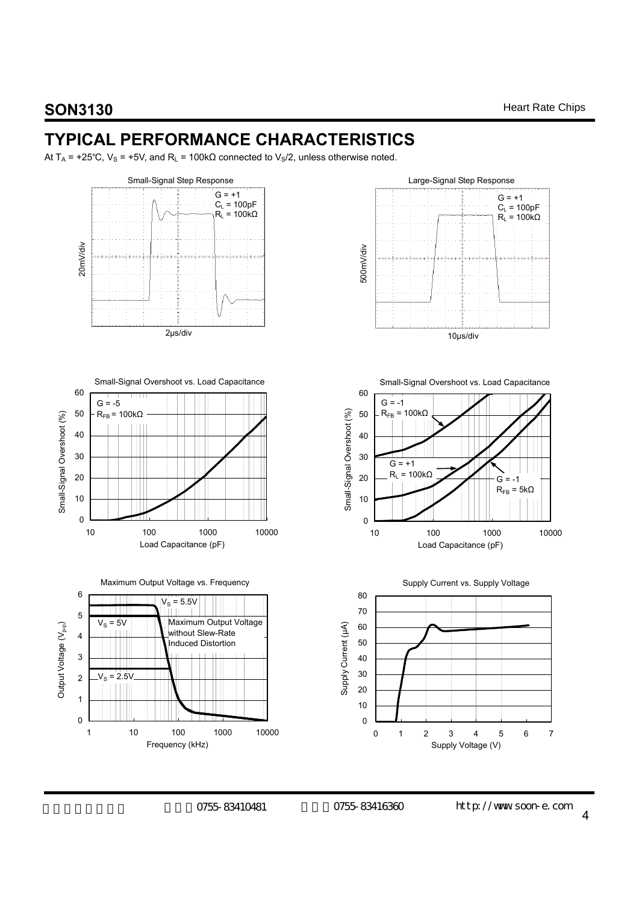# TYPICAL PERFORMANCE CHARACTERISTICS

At $T_A$ = +25°C, $V_S$ = +5V, and $R_L$ = 100kΩ connected to $V_S$/2, unless otherwise noted.

Small-Signal Step Response

G = +1
$C_L$ = 100pF
$R_L$ = 100kΩ

20mV/div

2μs/div

Large-Signal Step Response

G = +1
$C_L$ = 100pF
$R_L$ = 100kΩ

500mV/div

10μs/div

Small-Signal Overshoot vs. Load Capacitance

G = -5
$R_{FB}$ = 100kΩ

Small-Signal Overshoot (%)

Load Capacitance (pF)

Small-Signal Overshoot vs. Load Capacitance

G = -1
$R_{FB}$ = 100kΩ

G = +1
$R_L$ = 100kΩ

G = -1
$R_{FB}$ = 5kΩ

Small-Signal Overshoot (%)

Load Capacitance (pF)

Maximum Output Voltage vs. Frequency

$V_S$ = 5.5V

$V_S$ = 5V

Maximum Output Voltage without Slew-Rate Induced Distortion

$V_S$ = 2.5V

Output Voltage ($V_{P-P}$)

Frequency (kHz)

Supply Current vs. Supply Voltage

Supply Current (μA)

Supply Voltage (V)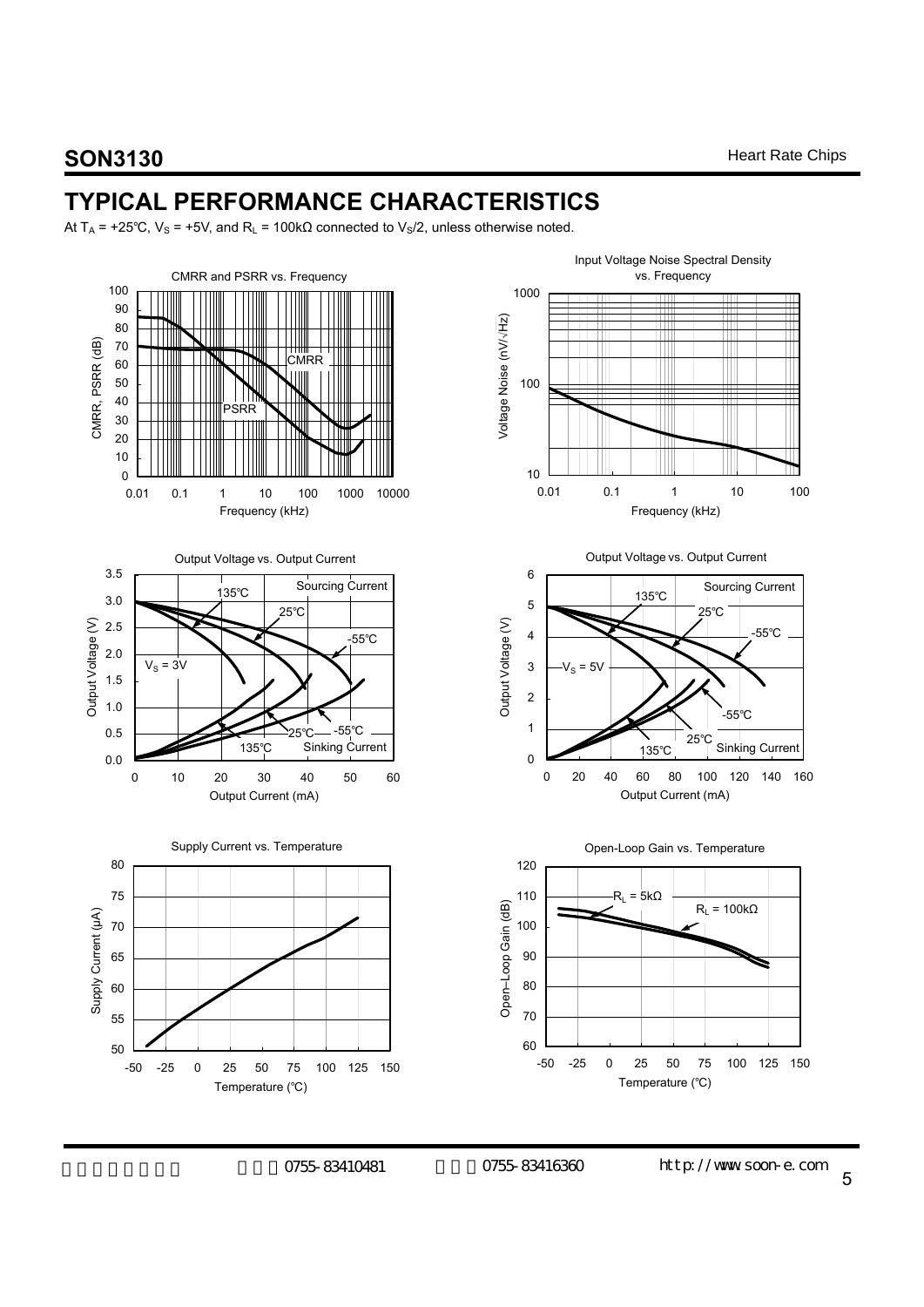## TYPICAL PERFORMANCE CHARACTERISTICS

At $T_A$ = +25℃, $V_S$ = +5V, and $R_L$ = 100kΩ connected to $V_S$/2, unless otherwise noted.

CMRR and PSRR vs. Frequency

Input Voltage Noise Spectral Density vs. Frequency

Output Voltage vs. Output Current ($V_S$ = 3V)

Output Voltage vs. Output Current ($V_S$ = 5V)

Supply Current vs. Temperature

Open-Loop Gain vs. Temperature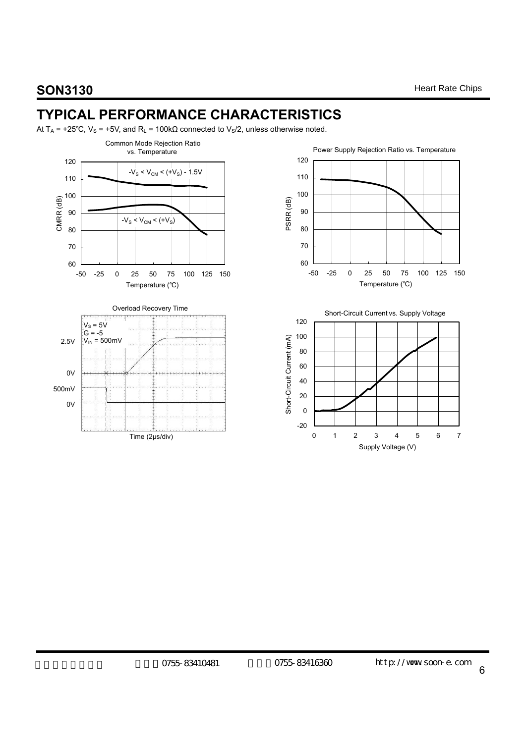## TYPICAL PERFORMANCE CHARACTERISTICS

At $T_A$ = +25℃, $V_S$ = +5V, and $R_L$ = 100kΩ connected to $V_S$/2, unless otherwise noted.

Common Mode Rejection Ratio vs. Temperature

Power Supply Rejection Ratio vs. Temperature

Overload Recovery Time

Short-Circuit Current vs. Supply Voltage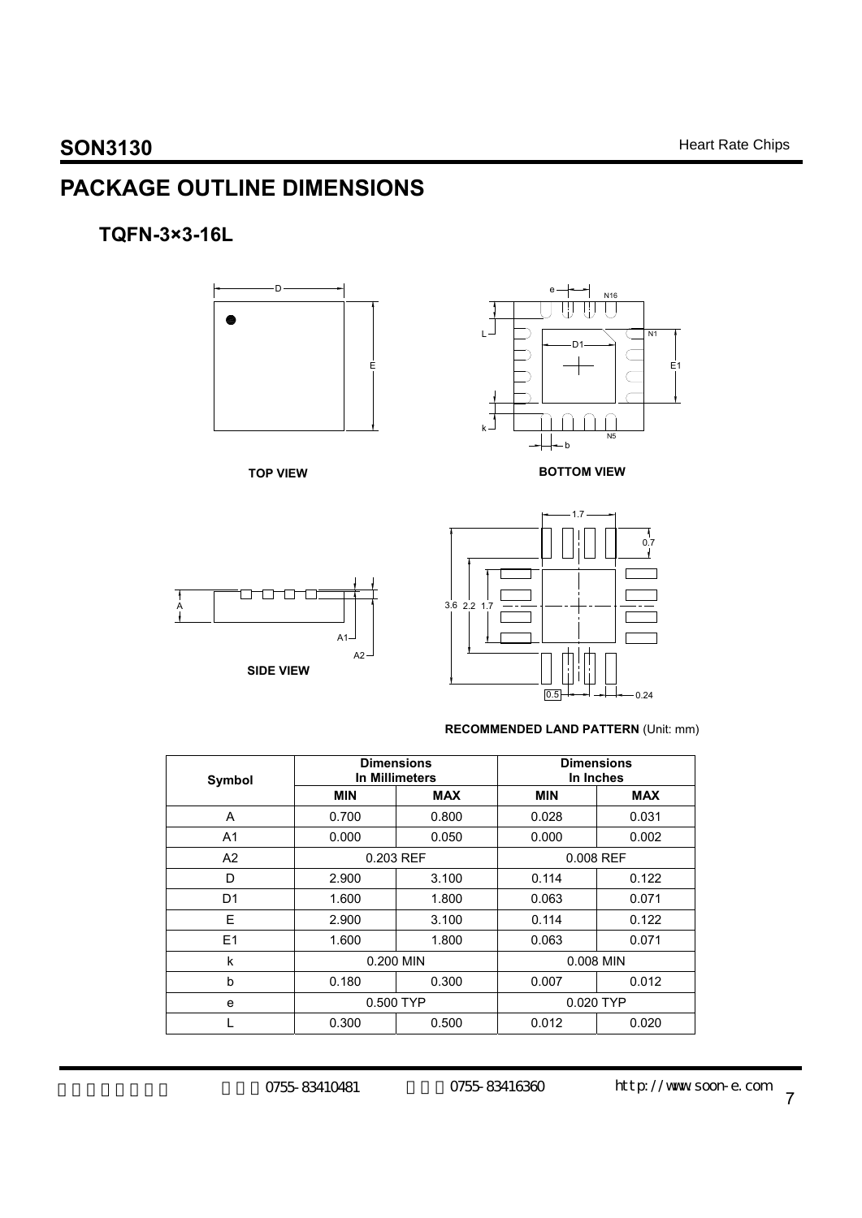## PACKAGE OUTLINE DIMENSIONS

### TQFN-3×3-16L

TOP VIEW

BOTTOM VIEW

SIDE VIEW

**RECOMMENDED LAND PATTERN** (Unit: mm)

| Symbol | Dimensions In Millimeters | | Dimensions In Inches | |
|---|---|---|---|---|
| | **MIN** | **MAX** | **MIN** | **MAX** |
| A | 0.700 | 0.800 | 0.028 | 0.031 |
| A1 | 0.000 | 0.050 | 0.000 | 0.002 |
| A2 | 0.203 REF | | 0.008 REF | |
| D | 2.900 | 3.100 | 0.114 | 0.122 |
| D1 | 1.600 | 1.800 | 0.063 | 0.071 |
| E | 2.900 | 3.100 | 0.114 | 0.122 |
| E1 | 1.600 | 1.800 | 0.063 | 0.071 |
| k | 0.200 MIN | | 0.008 MIN | |
| b | 0.180 | 0.300 | 0.007 | 0.012 |
| e | 0.500 TYP | | 0.020 TYP | |
| L | 0.300 | 0.500 | 0.012 | 0.020 |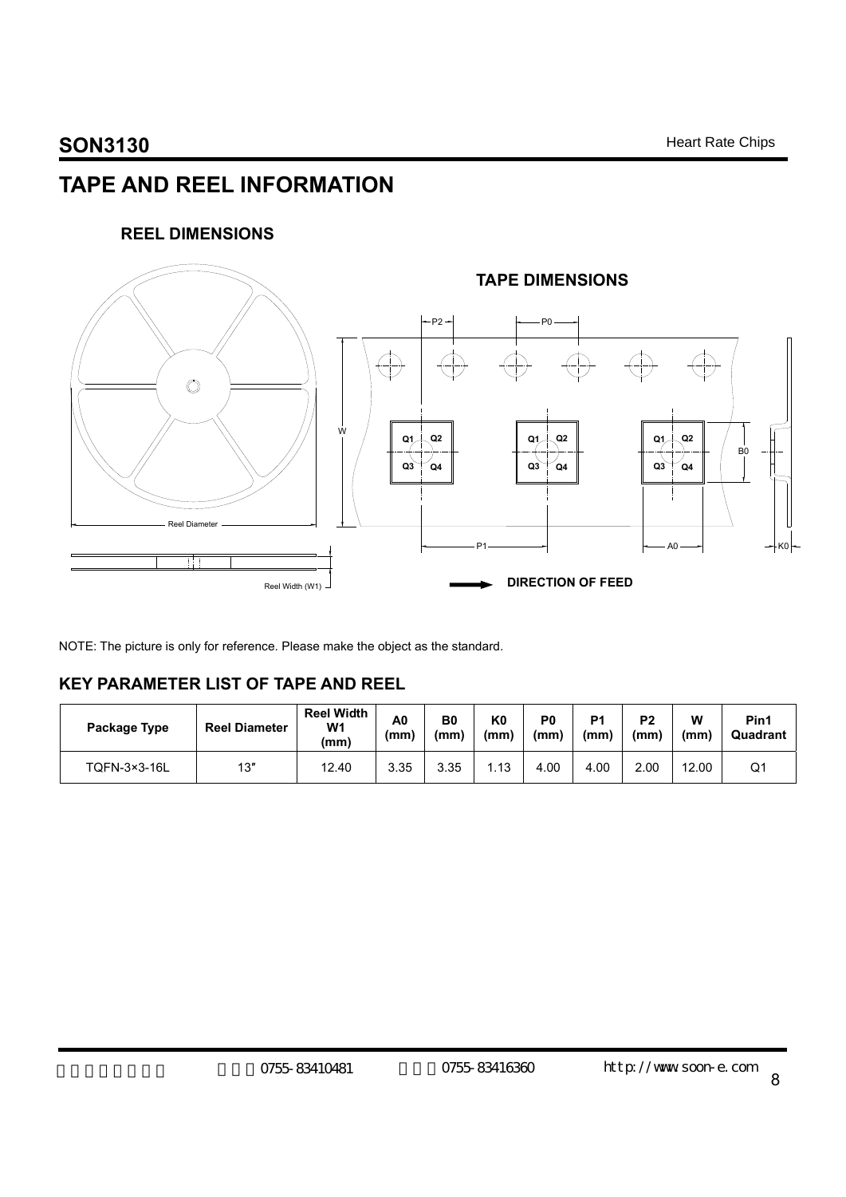# TAPE AND REEL INFORMATION

### REEL DIMENSIONS

### TAPE DIMENSIONS

DIRECTION OF FEED

NOTE: The picture is only for reference. Please make the object as the standard.

## KEY PARAMETER LIST OF TAPE AND REEL

| Package Type | Reel Diameter | Reel Width W1 (mm) | A0 (mm) | B0 (mm) | K0 (mm) | P0 (mm) | P1 (mm) | P2 (mm) | W (mm) | Pin1 Quadrant |
|---|---|---|---|---|---|---|---|---|---|---|
| TQFN-3×3-16L | 13″ | 12.40 | 3.35 | 3.35 | 1.13 | 4.00 | 4.00 | 2.00 | 12.00 | Q1 |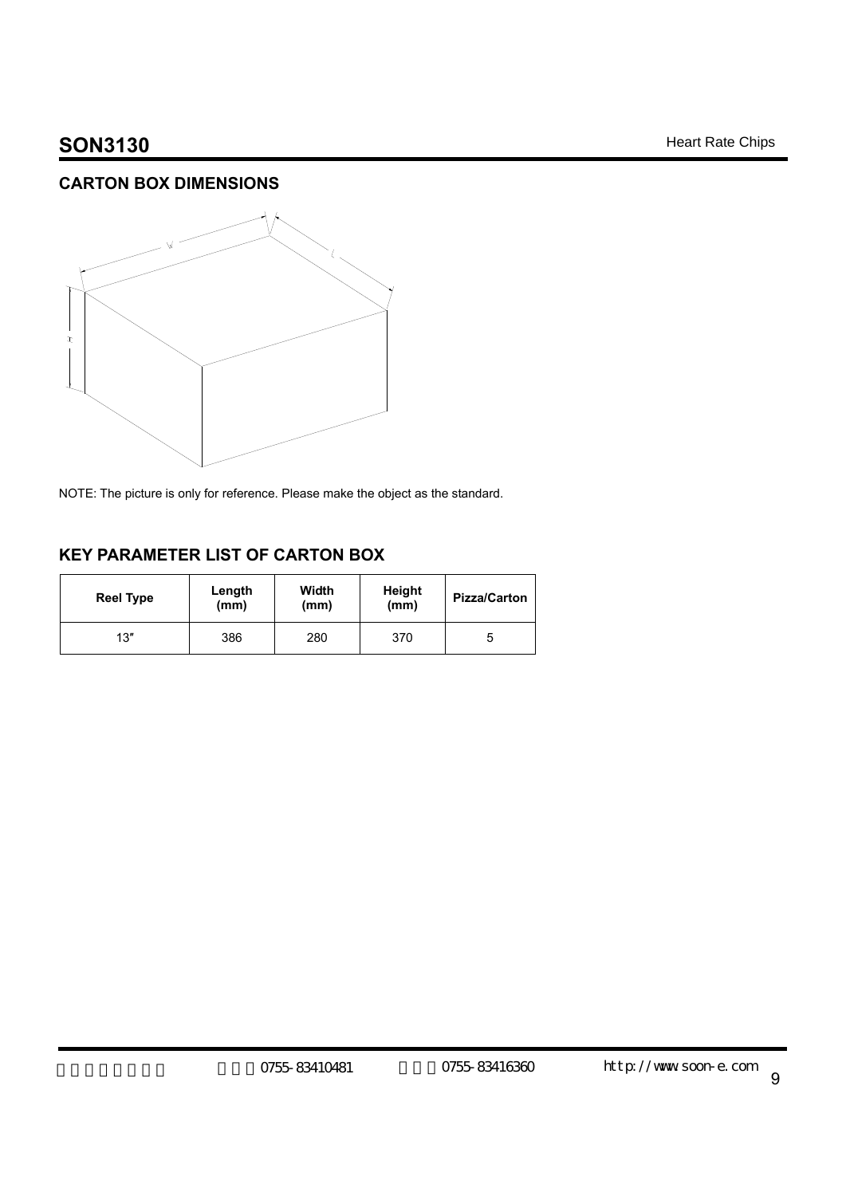## CARTON BOX DIMENSIONS

W

L

H

NOTE: The picture is only for reference. Please make the object as the standard.

## KEY PARAMETER LIST OF CARTON BOX

| Reel Type | Length (mm) | Width (mm) | Height (mm) | Pizza/Carton |
|---|---|---|---|---|
| 13″ | 386 | 280 | 370 | 5 |